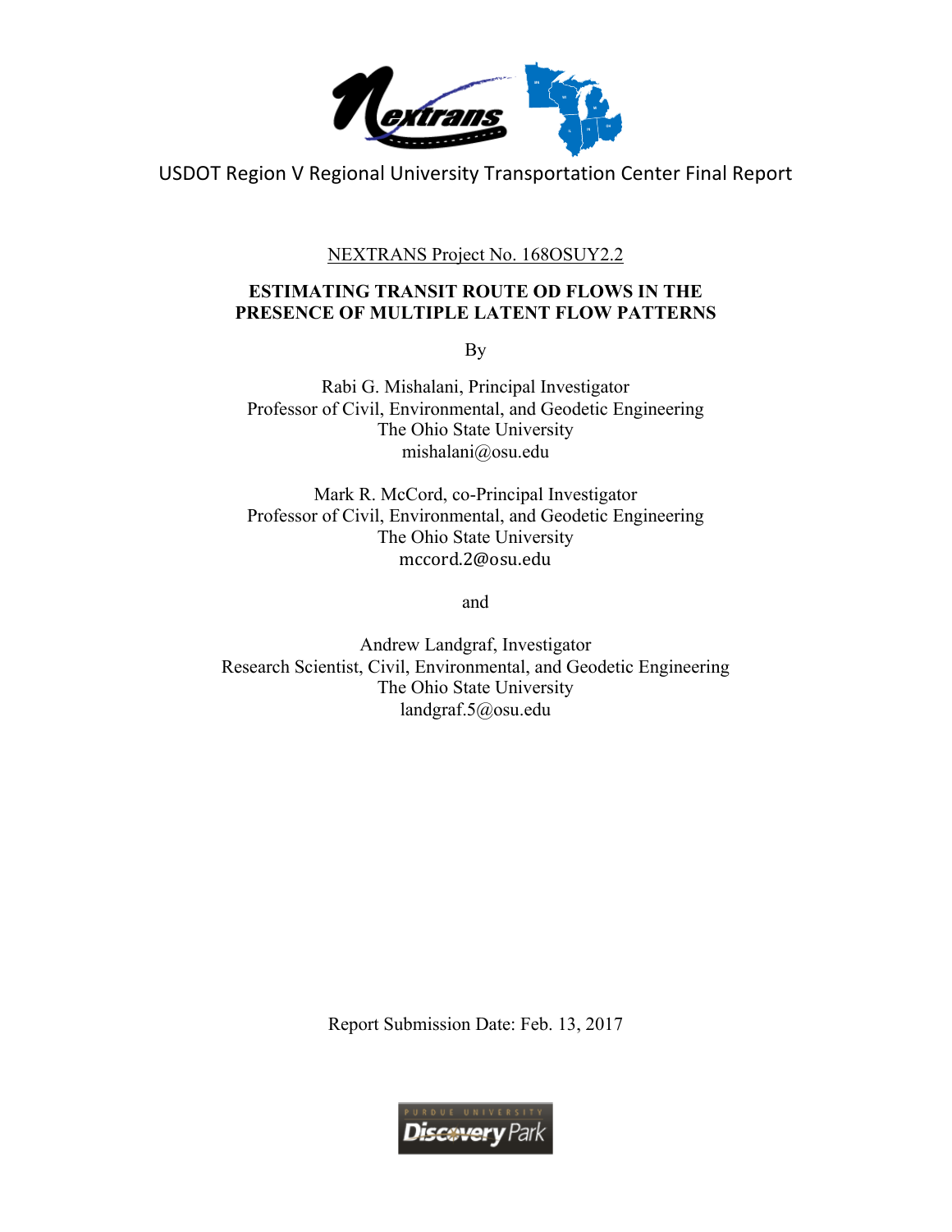USDOT Region V Regional University Transportation Center Final Report

NEXTRANS Project No. 168OSUY2.2

# ESTIMATING TRANSIT ROUTE OD FLOWS IN THE PRESENCE OF MULTIPLE LATENT FLOW PATTERNS

By

Rabi G. Mishalani, Principal Investigator
Professor of Civil, Environmental, and Geodetic Engineering
The Ohio State University
mishalani@osu.edu

Mark R. McCord, co-Principal Investigator
Professor of Civil, Environmental, and Geodetic Engineering
The Ohio State University
mccord.2@osu.edu

and

Andrew Landgraf, Investigator
Research Scientist, Civil, Environmental, and Geodetic Engineering
The Ohio State University
landgraf.5@osu.edu

Report Submission Date: Feb. 13, 2017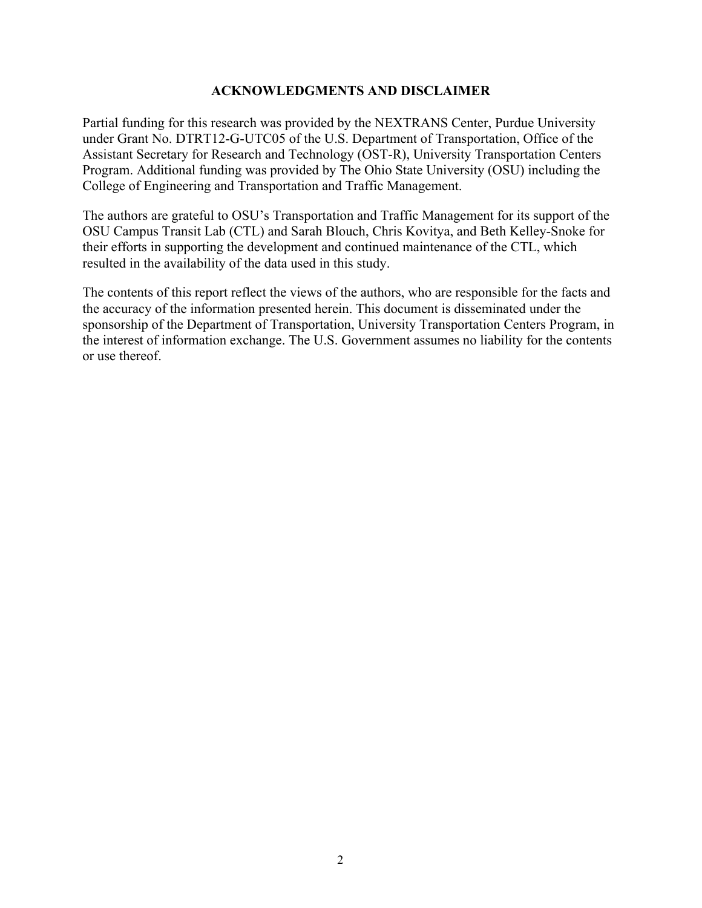## ACKNOWLEDGMENTS AND DISCLAIMER

Partial funding for this research was provided by the NEXTRANS Center, Purdue University under Grant No. DTRT12-G-UTC05 of the U.S. Department of Transportation, Office of the Assistant Secretary for Research and Technology (OST-R), University Transportation Centers Program. Additional funding was provided by The Ohio State University (OSU) including the College of Engineering and Transportation and Traffic Management.

The authors are grateful to OSU's Transportation and Traffic Management for its support of the OSU Campus Transit Lab (CTL) and Sarah Blouch, Chris Kovitya, and Beth Kelley-Snoke for their efforts in supporting the development and continued maintenance of the CTL, which resulted in the availability of the data used in this study.

The contents of this report reflect the views of the authors, who are responsible for the facts and the accuracy of the information presented herein. This document is disseminated under the sponsorship of the Department of Transportation, University Transportation Centers Program, in the interest of information exchange. The U.S. Government assumes no liability for the contents or use thereof.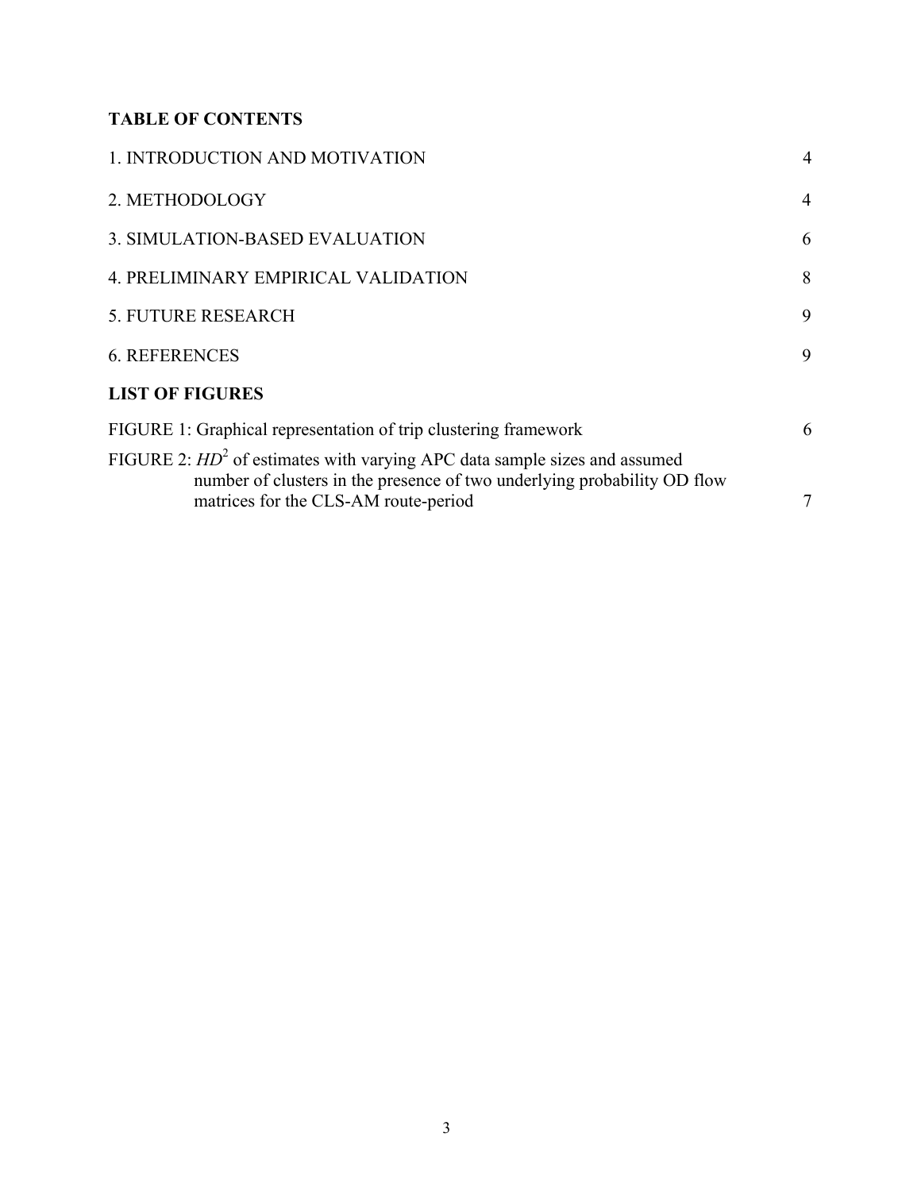**TABLE OF CONTENTS**

| | |
|---|---|
| 1. INTRODUCTION AND MOTIVATION | 4 |
| 2. METHODOLOGY | 4 |
| 3. SIMULATION-BASED EVALUATION | 6 |
| 4. PRELIMINARY EMPIRICAL VALIDATION | 8 |
| 5. FUTURE RESEARCH | 9 |
| 6. REFERENCES | 9 |

**LIST OF FIGURES**

| | |
|---|---|
| FIGURE 1: Graphical representation of trip clustering framework | 6 |
| FIGURE 2: $HD^2$ of estimates with varying APC data sample sizes and assumed number of clusters in the presence of two underlying probability OD flow matrices for the CLS-AM route-period | 7 |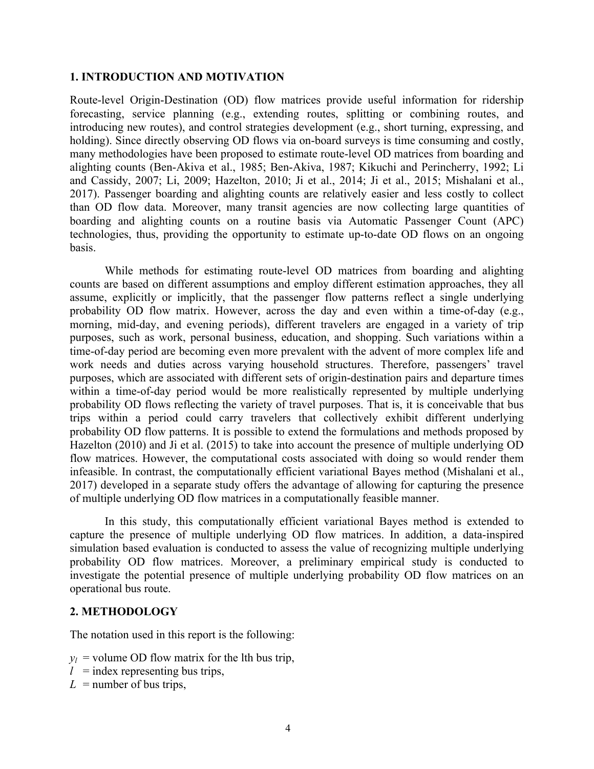## 1. INTRODUCTION AND MOTIVATION

Route-level Origin-Destination (OD) flow matrices provide useful information for ridership forecasting, service planning (e.g., extending routes, splitting or combining routes, and introducing new routes), and control strategies development (e.g., short turning, expressing, and holding). Since directly observing OD flows via on-board surveys is time consuming and costly, many methodologies have been proposed to estimate route-level OD matrices from boarding and alighting counts (Ben-Akiva et al., 1985; Ben-Akiva, 1987; Kikuchi and Perincherry, 1992; Li and Cassidy, 2007; Li, 2009; Hazelton, 2010; Ji et al., 2014; Ji et al., 2015; Mishalani et al., 2017). Passenger boarding and alighting counts are relatively easier and less costly to collect than OD flow data. Moreover, many transit agencies are now collecting large quantities of boarding and alighting counts on a routine basis via Automatic Passenger Count (APC) technologies, thus, providing the opportunity to estimate up-to-date OD flows on an ongoing basis.

While methods for estimating route-level OD matrices from boarding and alighting counts are based on different assumptions and employ different estimation approaches, they all assume, explicitly or implicitly, that the passenger flow patterns reflect a single underlying probability OD flow matrix. However, across the day and even within a time-of-day (e.g., morning, mid-day, and evening periods), different travelers are engaged in a variety of trip purposes, such as work, personal business, education, and shopping. Such variations within a time-of-day period are becoming even more prevalent with the advent of more complex life and work needs and duties across varying household structures. Therefore, passengers' travel purposes, which are associated with different sets of origin-destination pairs and departure times within a time-of-day period would be more realistically represented by multiple underlying probability OD flows reflecting the variety of travel purposes. That is, it is conceivable that bus trips within a period could carry travelers that collectively exhibit different underlying probability OD flow patterns. It is possible to extend the formulations and methods proposed by Hazelton (2010) and Ji et al. (2015) to take into account the presence of multiple underlying OD flow matrices. However, the computational costs associated with doing so would render them infeasible. In contrast, the computationally efficient variational Bayes method (Mishalani et al., 2017) developed in a separate study offers the advantage of allowing for capturing the presence of multiple underlying OD flow matrices in a computationally feasible manner.

In this study, this computationally efficient variational Bayes method is extended to capture the presence of multiple underlying OD flow matrices. In addition, a data-inspired simulation based evaluation is conducted to assess the value of recognizing multiple underlying probability OD flow matrices. Moreover, a preliminary empirical study is conducted to investigate the potential presence of multiple underlying probability OD flow matrices on an operational bus route.

## 2. METHODOLOGY

The notation used in this report is the following:

$y_l$ = volume OD flow matrix for the lth bus trip,
$l$ = index representing bus trips,
$L$ = number of bus trips,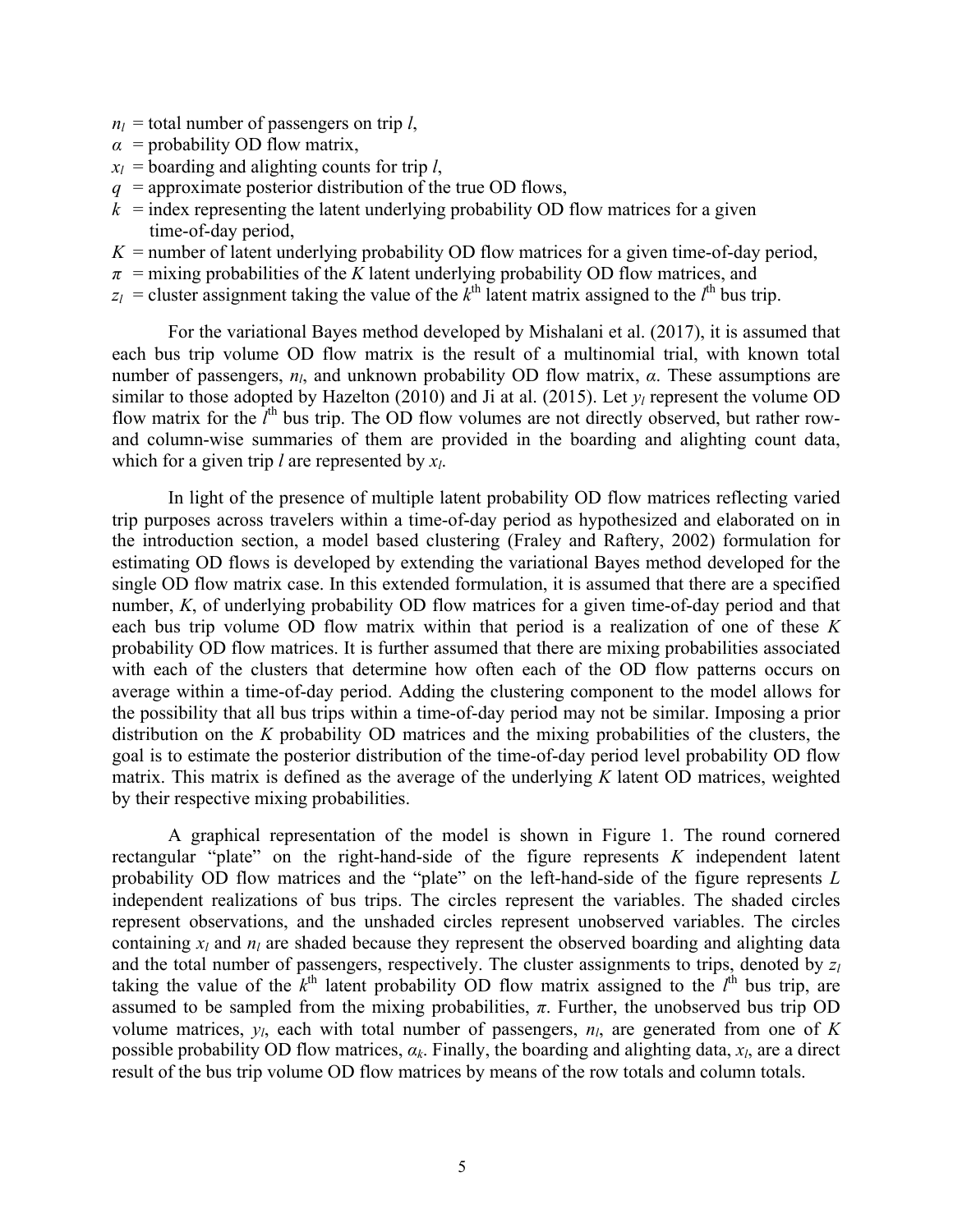$n_l$ = total number of passengers on trip $l$,
$\alpha$ = probability OD flow matrix,
$x_l$ = boarding and alighting counts for trip $l$,
$q$ = approximate posterior distribution of the true OD flows,
$k$ = index representing the latent underlying probability OD flow matrices for a given time-of-day period,
$K$ = number of latent underlying probability OD flow matrices for a given time-of-day period,
$\pi$ = mixing probabilities of the $K$ latent underlying probability OD flow matrices, and
$z_l$ = cluster assignment taking the value of the $k^{\text{th}}$ latent matrix assigned to the $l^{\text{th}}$ bus trip.

For the variational Bayes method developed by Mishalani et al. (2017), it is assumed that each bus trip volume OD flow matrix is the result of a multinomial trial, with known total number of passengers, $n_l$, and unknown probability OD flow matrix, $\alpha$. These assumptions are similar to those adopted by Hazelton (2010) and Ji at al. (2015). Let $y_l$ represent the volume OD flow matrix for the $l^{\text{th}}$ bus trip. The OD flow volumes are not directly observed, but rather row- and column-wise summaries of them are provided in the boarding and alighting count data, which for a given trip $l$ are represented by $x_l$.

In light of the presence of multiple latent probability OD flow matrices reflecting varied trip purposes across travelers within a time-of-day period as hypothesized and elaborated on in the introduction section, a model based clustering (Fraley and Raftery, 2002) formulation for estimating OD flows is developed by extending the variational Bayes method developed for the single OD flow matrix case. In this extended formulation, it is assumed that there are a specified number, $K$, of underlying probability OD flow matrices for a given time-of-day period and that each bus trip volume OD flow matrix within that period is a realization of one of these $K$ probability OD flow matrices. It is further assumed that there are mixing probabilities associated with each of the clusters that determine how often each of the OD flow patterns occurs on average within a time-of-day period. Adding the clustering component to the model allows for the possibility that all bus trips within a time-of-day period may not be similar. Imposing a prior distribution on the $K$ probability OD matrices and the mixing probabilities of the clusters, the goal is to estimate the posterior distribution of the time-of-day period level probability OD flow matrix. This matrix is defined as the average of the underlying $K$ latent OD matrices, weighted by their respective mixing probabilities.

A graphical representation of the model is shown in Figure 1. The round cornered rectangular "plate" on the right-hand-side of the figure represents $K$ independent latent probability OD flow matrices and the "plate" on the left-hand-side of the figure represents $L$ independent realizations of bus trips. The circles represent the variables. The shaded circles represent observations, and the unshaded circles represent unobserved variables. The circles containing $x_l$ and $n_l$ are shaded because they represent the observed boarding and alighting data and the total number of passengers, respectively. The cluster assignments to trips, denoted by $z_l$ taking the value of the $k^{\text{th}}$ latent probability OD flow matrix assigned to the $l^{\text{th}}$ bus trip, are assumed to be sampled from the mixing probabilities, $\pi$. Further, the unobserved bus trip OD volume matrices, $y_l$, each with total number of passengers, $n_l$, are generated from one of $K$ possible probability OD flow matrices, $\alpha_k$. Finally, the boarding and alighting data, $x_l$, are a direct result of the bus trip volume OD flow matrices by means of the row totals and column totals.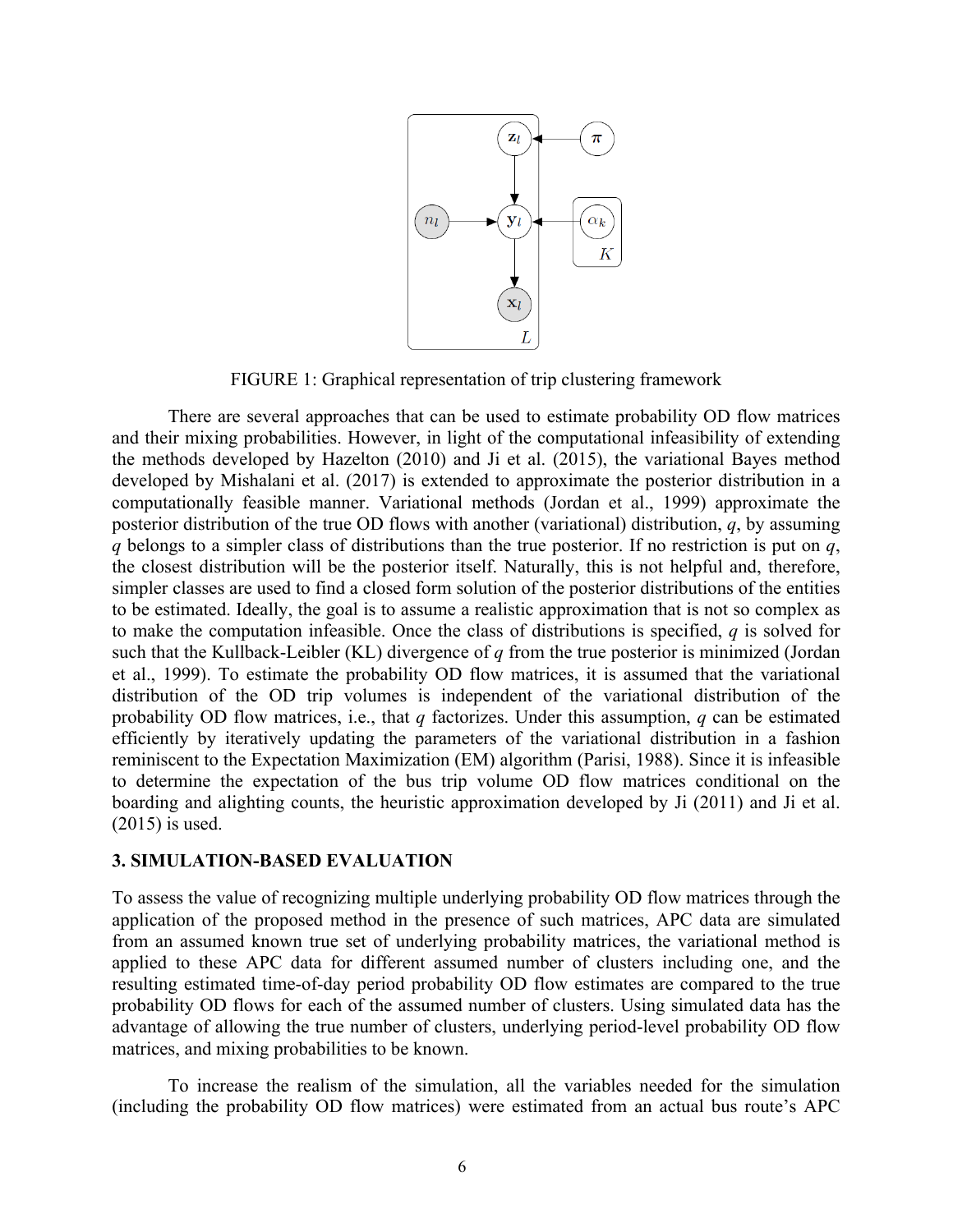FIGURE 1: Graphical representation of trip clustering framework

There are several approaches that can be used to estimate probability OD flow matrices and their mixing probabilities. However, in light of the computational infeasibility of extending the methods developed by Hazelton (2010) and Ji et al. (2015), the variational Bayes method developed by Mishalani et al. (2017) is extended to approximate the posterior distribution in a computationally feasible manner. Variational methods (Jordan et al., 1999) approximate the posterior distribution of the true OD flows with another (variational) distribution, $q$, by assuming $q$ belongs to a simpler class of distributions than the true posterior. If no restriction is put on $q$, the closest distribution will be the posterior itself. Naturally, this is not helpful and, therefore, simpler classes are used to find a closed form solution of the posterior distributions of the entities to be estimated. Ideally, the goal is to assume a realistic approximation that is not so complex as to make the computation infeasible. Once the class of distributions is specified, $q$ is solved for such that the Kullback-Leibler (KL) divergence of $q$ from the true posterior is minimized (Jordan et al., 1999). To estimate the probability OD flow matrices, it is assumed that the variational distribution of the OD trip volumes is independent of the variational distribution of the probability OD flow matrices, i.e., that $q$ factorizes. Under this assumption, $q$ can be estimated efficiently by iteratively updating the parameters of the variational distribution in a fashion reminiscent to the Expectation Maximization (EM) algorithm (Parisi, 1988). Since it is infeasible to determine the expectation of the bus trip volume OD flow matrices conditional on the boarding and alighting counts, the heuristic approximation developed by Ji (2011) and Ji et al. (2015) is used.

## 3. SIMULATION-BASED EVALUATION

To assess the value of recognizing multiple underlying probability OD flow matrices through the application of the proposed method in the presence of such matrices, APC data are simulated from an assumed known true set of underlying probability matrices, the variational method is applied to these APC data for different assumed number of clusters including one, and the resulting estimated time-of-day period probability OD flow estimates are compared to the true probability OD flows for each of the assumed number of clusters. Using simulated data has the advantage of allowing the true number of clusters, underlying period-level probability OD flow matrices, and mixing probabilities to be known.

To increase the realism of the simulation, all the variables needed for the simulation (including the probability OD flow matrices) were estimated from an actual bus route's APC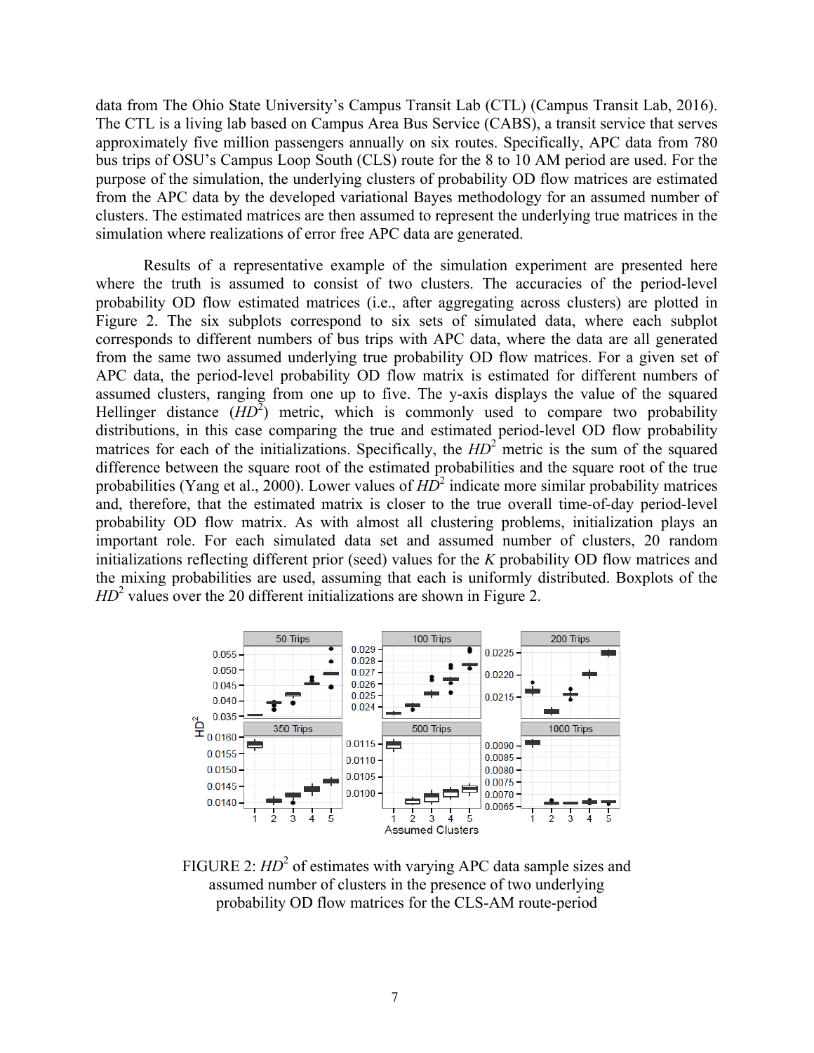data from The Ohio State University's Campus Transit Lab (CTL) (Campus Transit Lab, 2016). The CTL is a living lab based on Campus Area Bus Service (CABS), a transit service that serves approximately five million passengers annually on six routes. Specifically, APC data from 780 bus trips of OSU's Campus Loop South (CLS) route for the 8 to 10 AM period are used. For the purpose of the simulation, the underlying clusters of probability OD flow matrices are estimated from the APC data by the developed variational Bayes methodology for an assumed number of clusters. The estimated matrices are then assumed to represent the underlying true matrices in the simulation where realizations of error free APC data are generated.

Results of a representative example of the simulation experiment are presented here where the truth is assumed to consist of two clusters. The accuracies of the period-level probability OD flow estimated matrices (i.e., after aggregating across clusters) are plotted in Figure 2. The six subplots correspond to six sets of simulated data, where each subplot corresponds to different numbers of bus trips with APC data, where the data are all generated from the same two assumed underlying true probability OD flow matrices. For a given set of APC data, the period-level probability OD flow matrix is estimated for different numbers of assumed clusters, ranging from one up to five. The y-axis displays the value of the squared Hellinger distance ($HD^2$) metric, which is commonly used to compare two probability distributions, in this case comparing the true and estimated period-level OD flow probability matrices for each of the initializations. Specifically, the $HD^2$ metric is the sum of the squared difference between the square root of the estimated probabilities and the square root of the true probabilities (Yang et al., 2000). Lower values of $HD^2$ indicate more similar probability matrices and, therefore, that the estimated matrix is closer to the true overall time-of-day period-level probability OD flow matrix. As with almost all clustering problems, initialization plays an important role. For each simulated data set and assumed number of clusters, 20 random initializations reflecting different prior (seed) values for the $K$ probability OD flow matrices and the mixing probabilities are used, assuming that each is uniformly distributed. Boxplots of the $HD^2$ values over the 20 different initializations are shown in Figure 2.

FIGURE 2: $HD^2$ of estimates with varying APC data sample sizes and assumed number of clusters in the presence of two underlying probability OD flow matrices for the CLS-AM route-period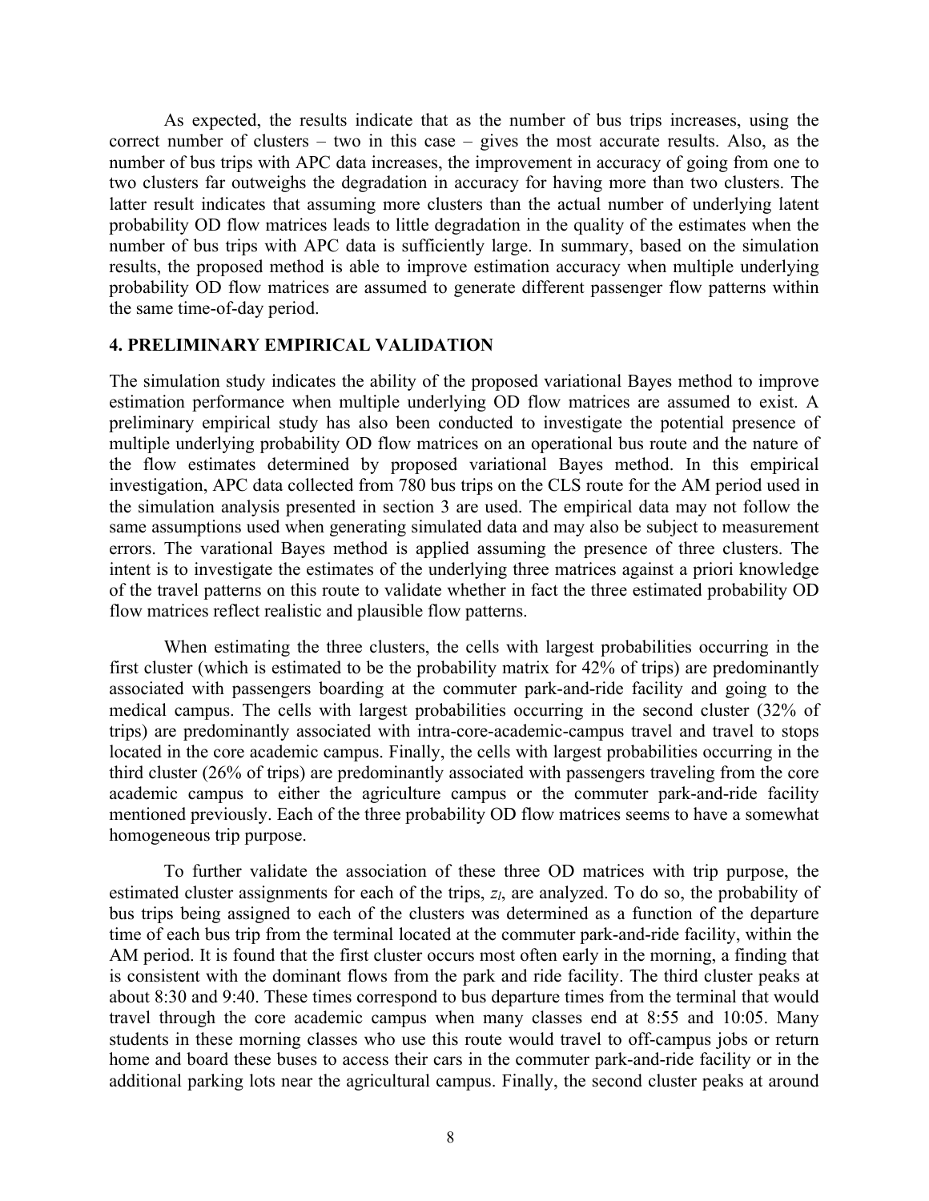As expected, the results indicate that as the number of bus trips increases, using the correct number of clusters – two in this case – gives the most accurate results. Also, as the number of bus trips with APC data increases, the improvement in accuracy of going from one to two clusters far outweighs the degradation in accuracy for having more than two clusters. The latter result indicates that assuming more clusters than the actual number of underlying latent probability OD flow matrices leads to little degradation in the quality of the estimates when the number of bus trips with APC data is sufficiently large. In summary, based on the simulation results, the proposed method is able to improve estimation accuracy when multiple underlying probability OD flow matrices are assumed to generate different passenger flow patterns within the same time-of-day period.

## 4. PRELIMINARY EMPIRICAL VALIDATION

The simulation study indicates the ability of the proposed variational Bayes method to improve estimation performance when multiple underlying OD flow matrices are assumed to exist. A preliminary empirical study has also been conducted to investigate the potential presence of multiple underlying probability OD flow matrices on an operational bus route and the nature of the flow estimates determined by proposed variational Bayes method. In this empirical investigation, APC data collected from 780 bus trips on the CLS route for the AM period used in the simulation analysis presented in section 3 are used. The empirical data may not follow the same assumptions used when generating simulated data and may also be subject to measurement errors. The varational Bayes method is applied assuming the presence of three clusters. The intent is to investigate the estimates of the underlying three matrices against a priori knowledge of the travel patterns on this route to validate whether in fact the three estimated probability OD flow matrices reflect realistic and plausible flow patterns.

When estimating the three clusters, the cells with largest probabilities occurring in the first cluster (which is estimated to be the probability matrix for 42% of trips) are predominantly associated with passengers boarding at the commuter park-and-ride facility and going to the medical campus. The cells with largest probabilities occurring in the second cluster (32% of trips) are predominantly associated with intra-core-academic-campus travel and travel to stops located in the core academic campus. Finally, the cells with largest probabilities occurring in the third cluster (26% of trips) are predominantly associated with passengers traveling from the core academic campus to either the agriculture campus or the commuter park-and-ride facility mentioned previously. Each of the three probability OD flow matrices seems to have a somewhat homogeneous trip purpose.

To further validate the association of these three OD matrices with trip purpose, the estimated cluster assignments for each of the trips, $z_l$, are analyzed. To do so, the probability of bus trips being assigned to each of the clusters was determined as a function of the departure time of each bus trip from the terminal located at the commuter park-and-ride facility, within the AM period. It is found that the first cluster occurs most often early in the morning, a finding that is consistent with the dominant flows from the park and ride facility. The third cluster peaks at about 8:30 and 9:40. These times correspond to bus departure times from the terminal that would travel through the core academic campus when many classes end at 8:55 and 10:05. Many students in these morning classes who use this route would travel to off-campus jobs or return home and board these buses to access their cars in the commuter park-and-ride facility or in the additional parking lots near the agricultural campus. Finally, the second cluster peaks at around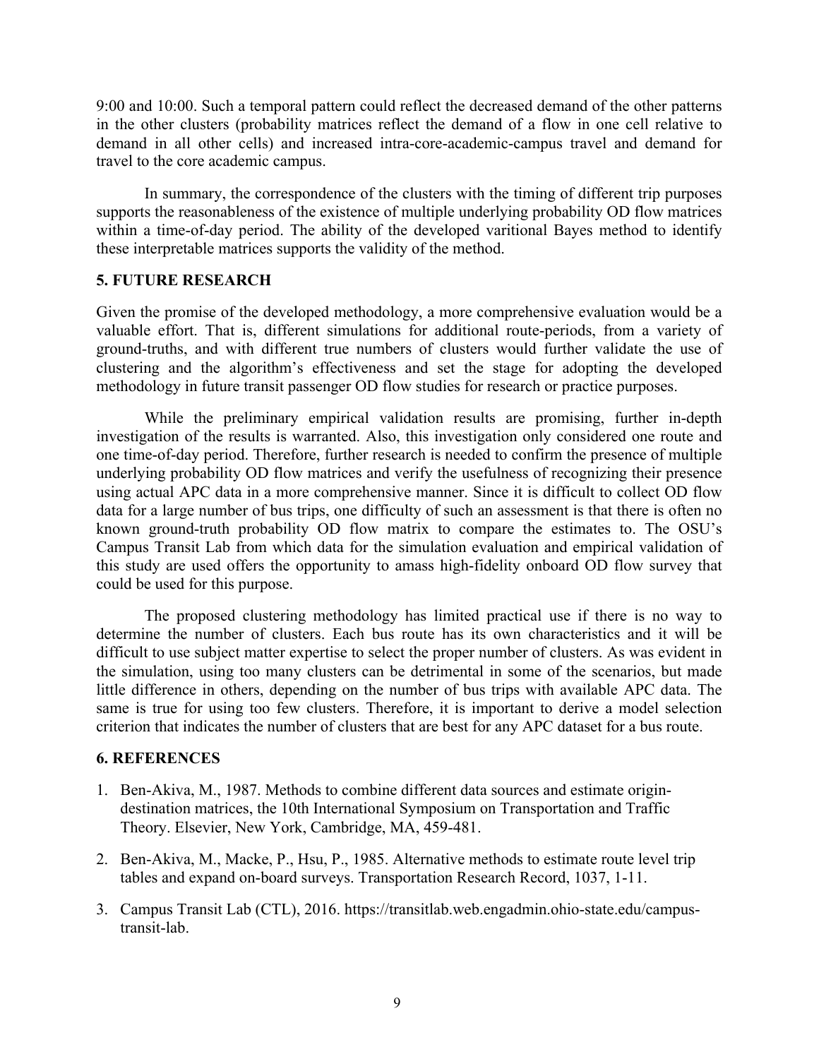9:00 and 10:00. Such a temporal pattern could reflect the decreased demand of the other patterns in the other clusters (probability matrices reflect the demand of a flow in one cell relative to demand in all other cells) and increased intra-core-academic-campus travel and demand for travel to the core academic campus.

In summary, the correspondence of the clusters with the timing of different trip purposes supports the reasonableness of the existence of multiple underlying probability OD flow matrices within a time-of-day period. The ability of the developed varitional Bayes method to identify these interpretable matrices supports the validity of the method.

## 5. FUTURE RESEARCH

Given the promise of the developed methodology, a more comprehensive evaluation would be a valuable effort. That is, different simulations for additional route-periods, from a variety of ground-truths, and with different true numbers of clusters would further validate the use of clustering and the algorithm's effectiveness and set the stage for adopting the developed methodology in future transit passenger OD flow studies for research or practice purposes.

While the preliminary empirical validation results are promising, further in-depth investigation of the results is warranted. Also, this investigation only considered one route and one time-of-day period. Therefore, further research is needed to confirm the presence of multiple underlying probability OD flow matrices and verify the usefulness of recognizing their presence using actual APC data in a more comprehensive manner. Since it is difficult to collect OD flow data for a large number of bus trips, one difficulty of such an assessment is that there is often no known ground-truth probability OD flow matrix to compare the estimates to. The OSU's Campus Transit Lab from which data for the simulation evaluation and empirical validation of this study are used offers the opportunity to amass high-fidelity onboard OD flow survey that could be used for this purpose.

The proposed clustering methodology has limited practical use if there is no way to determine the number of clusters. Each bus route has its own characteristics and it will be difficult to use subject matter expertise to select the proper number of clusters. As was evident in the simulation, using too many clusters can be detrimental in some of the scenarios, but made little difference in others, depending on the number of bus trips with available APC data. The same is true for using too few clusters. Therefore, it is important to derive a model selection criterion that indicates the number of clusters that are best for any APC dataset for a bus route.

## 6. REFERENCES

1. Ben-Akiva, M., 1987. Methods to combine different data sources and estimate origin-destination matrices, the 10th International Symposium on Transportation and Traffic Theory. Elsevier, New York, Cambridge, MA, 459-481.
2. Ben-Akiva, M., Macke, P., Hsu, P., 1985. Alternative methods to estimate route level trip tables and expand on-board surveys. Transportation Research Record, 1037, 1-11.
3. Campus Transit Lab (CTL), 2016. https://transitlab.web.engadmin.ohio-state.edu/campus-transit-lab.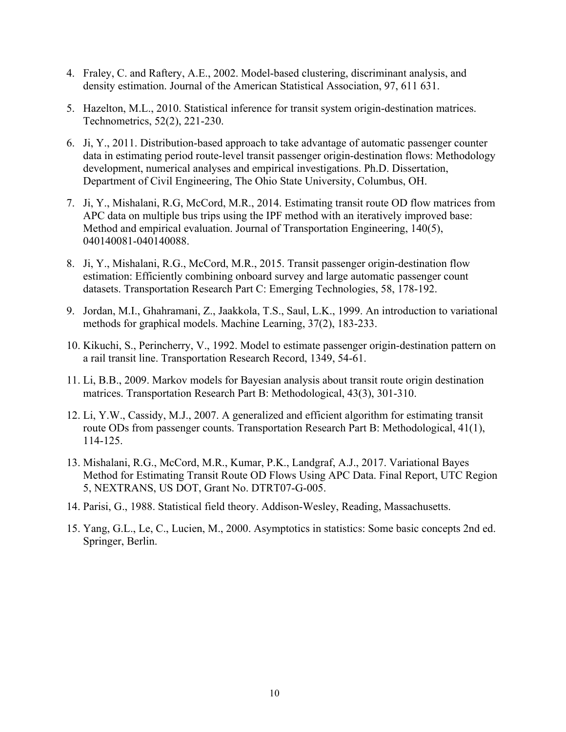4. Fraley, C. and Raftery, A.E., 2002. Model-based clustering, discriminant analysis, and density estimation. Journal of the American Statistical Association, 97, 611 631.

5. Hazelton, M.L., 2010. Statistical inference for transit system origin-destination matrices. Technometrics, 52(2), 221-230.

6. Ji, Y., 2011. Distribution-based approach to take advantage of automatic passenger counter data in estimating period route-level transit passenger origin-destination flows: Methodology development, numerical analyses and empirical investigations. Ph.D. Dissertation, Department of Civil Engineering, The Ohio State University, Columbus, OH.

7. Ji, Y., Mishalani, R.G, McCord, M.R., 2014. Estimating transit route OD flow matrices from APC data on multiple bus trips using the IPF method with an iteratively improved base: Method and empirical evaluation. Journal of Transportation Engineering, 140(5), 040140081-040140088.

8. Ji, Y., Mishalani, R.G., McCord, M.R., 2015. Transit passenger origin-destination flow estimation: Efficiently combining onboard survey and large automatic passenger count datasets. Transportation Research Part C: Emerging Technologies, 58, 178-192.

9. Jordan, M.I., Ghahramani, Z., Jaakkola, T.S., Saul, L.K., 1999. An introduction to variational methods for graphical models. Machine Learning, 37(2), 183-233.

10. Kikuchi, S., Perincherry, V., 1992. Model to estimate passenger origin-destination pattern on a rail transit line. Transportation Research Record, 1349, 54-61.

11. Li, B.B., 2009. Markov models for Bayesian analysis about transit route origin destination matrices. Transportation Research Part B: Methodological, 43(3), 301-310.

12. Li, Y.W., Cassidy, M.J., 2007. A generalized and efficient algorithm for estimating transit route ODs from passenger counts. Transportation Research Part B: Methodological, 41(1), 114-125.

13. Mishalani, R.G., McCord, M.R., Kumar, P.K., Landgraf, A.J., 2017. Variational Bayes Method for Estimating Transit Route OD Flows Using APC Data. Final Report, UTC Region 5, NEXTRANS, US DOT, Grant No. DTRT07-G-005.

14. Parisi, G., 1988. Statistical field theory. Addison-Wesley, Reading, Massachusetts.

15. Yang, G.L., Le, C., Lucien, M., 2000. Asymptotics in statistics: Some basic concepts 2nd ed. Springer, Berlin.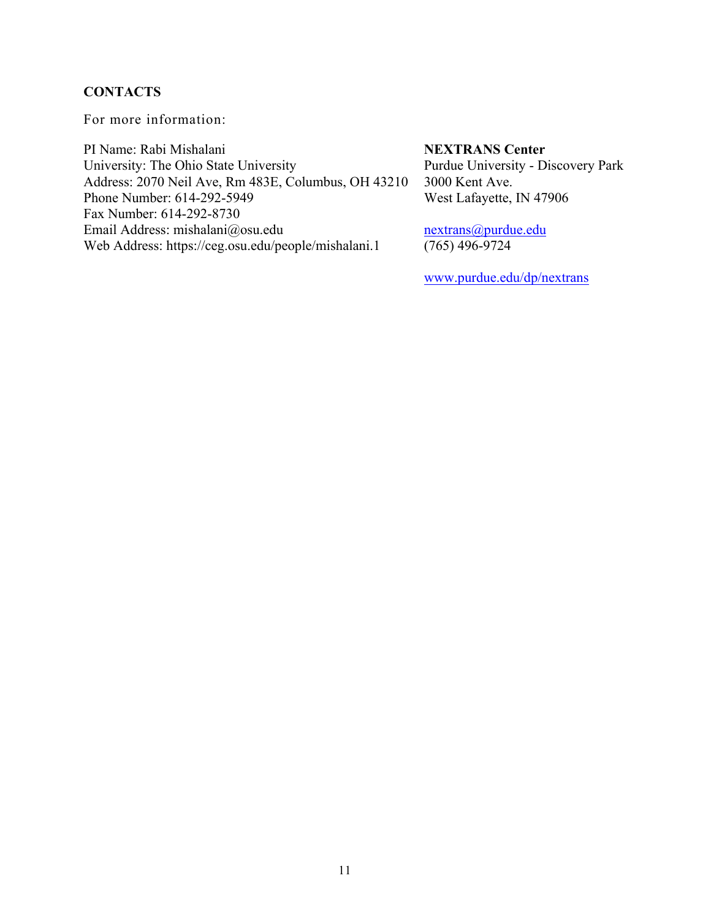## CONTACTS

For more information:

PI Name: Rabi Mishalani
University: The Ohio State University
Address: 2070 Neil Ave, Rm 483E, Columbus, OH 43210
Phone Number: 614-292-5949
Fax Number: 614-292-8730
Email Address: mishalani@osu.edu
Web Address: https://ceg.osu.edu/people/mishalani.1

**NEXTRANS Center**
Purdue University - Discovery Park
3000 Kent Ave.
West Lafayette, IN 47906

nextrans@purdue.edu
(765) 496-9724

www.purdue.edu/dp/nextrans